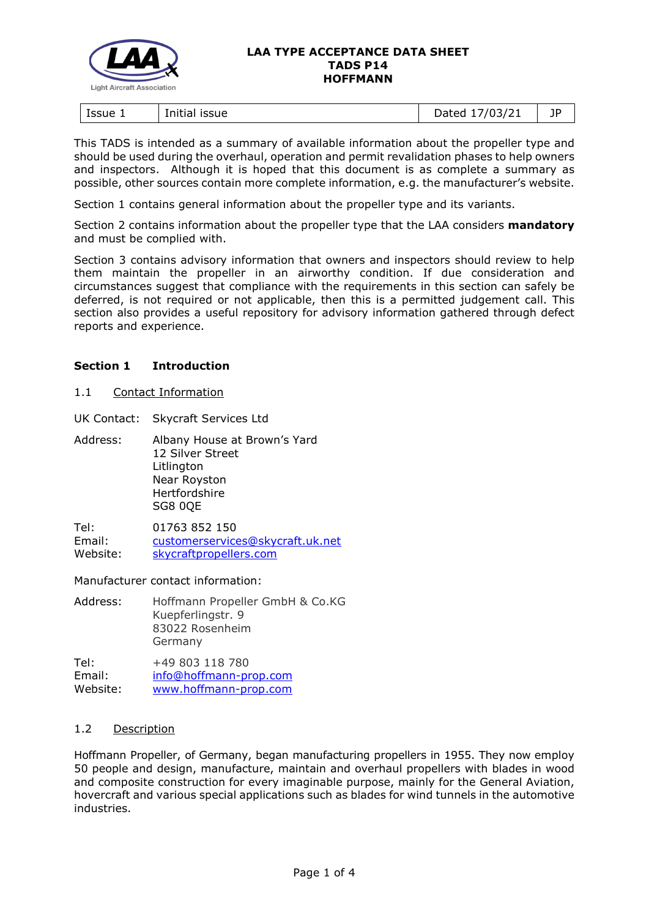# LAA TYPE ACCEPTANCE DATA SHEET
# TADS P14
# HOFFMANN

| Issue 1 | Initial issue | Dated 17/03/21 | JP |
|---|---|---|---|

This TADS is intended as a summary of available information about the propeller type and should be used during the overhaul, operation and permit revalidation phases to help owners and inspectors. Although it is hoped that this document is as complete a summary as possible, other sources contain more complete information, e.g. the manufacturer's website.

Section 1 contains general information about the propeller type and its variants.

Section 2 contains information about the propeller type that the LAA considers **mandatory** and must be complied with.

Section 3 contains advisory information that owners and inspectors should review to help them maintain the propeller in an airworthy condition. If due consideration and circumstances suggest that compliance with the requirements in this section can safely be deferred, is not required or not applicable, then this is a permitted judgement call. This section also provides a useful repository for advisory information gathered through defect reports and experience.

## Section 1 Introduction

### 1.1 Contact Information

UK Contact: Skycraft Services Ltd

Address: Albany House at Brown's Yard
12 Silver Street
Litlington
Near Royston
Hertfordshire
SG8 0QE

Tel: 01763 852 150
Email: customerservices@skycraft.uk.net
Website: skycraftpropellers.com

Manufacturer contact information:

Address: Hoffmann Propeller GmbH & Co.KG
Kuepferlingstr. 9
83022 Rosenheim
Germany

Tel: +49 803 118 780
Email: info@hoffmann-prop.com
Website: www.hoffmann-prop.com

### 1.2 Description

Hoffmann Propeller, of Germany, began manufacturing propellers in 1955. They now employ 50 people and design, manufacture, maintain and overhaul propellers with blades in wood and composite construction for every imaginable purpose, mainly for the General Aviation, hovercraft and various special applications such as blades for wind tunnels in the automotive industries.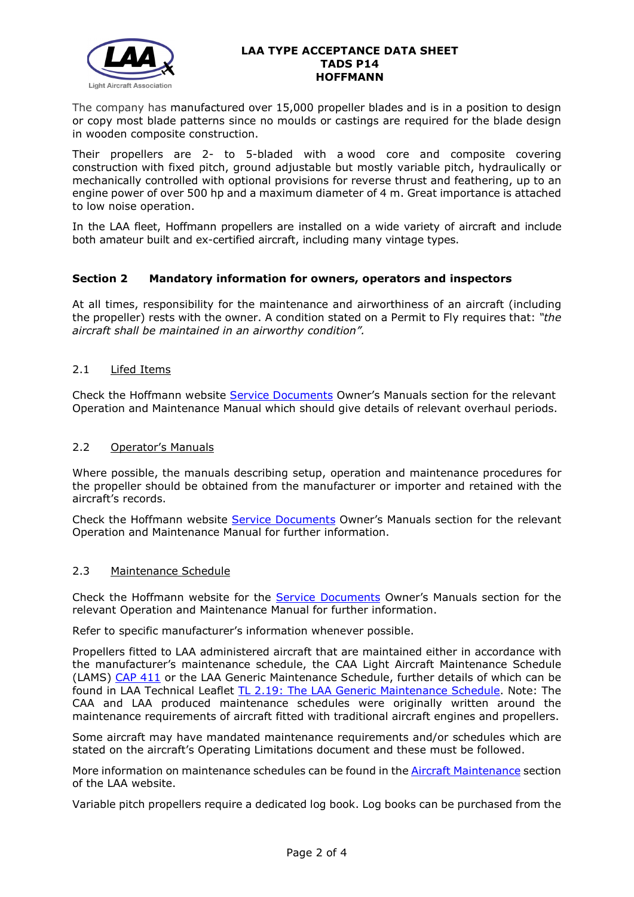The company has manufactured over 15,000 propeller blades and is in a position to design or copy most blade patterns since no moulds or castings are required for the blade design in wooden composite construction.

Their propellers are 2- to 5-bladed with a wood core and composite covering construction with fixed pitch, ground adjustable but mostly variable pitch, hydraulically or mechanically controlled with optional provisions for reverse thrust and feathering, up to an engine power of over 500 hp and a maximum diameter of 4 m. Great importance is attached to low noise operation.

In the LAA fleet, Hoffmann propellers are installed on a wide variety of aircraft and include both amateur built and ex-certified aircraft, including many vintage types.

## Section 2 Mandatory information for owners, operators and inspectors

At all times, responsibility for the maintenance and airworthiness of an aircraft (including the propeller) rests with the owner. A condition stated on a Permit to Fly requires that: *"the aircraft shall be maintained in an airworthy condition".*

### 2.1 Lifed Items

Check the Hoffmann website Service Documents Owner's Manuals section for the relevant Operation and Maintenance Manual which should give details of relevant overhaul periods.

### 2.2 Operator's Manuals

Where possible, the manuals describing setup, operation and maintenance procedures for the propeller should be obtained from the manufacturer or importer and retained with the aircraft's records.

Check the Hoffmann website Service Documents Owner's Manuals section for the relevant Operation and Maintenance Manual for further information.

### 2.3 Maintenance Schedule

Check the Hoffmann website for the Service Documents Owner's Manuals section for the relevant Operation and Maintenance Manual for further information.

Refer to specific manufacturer's information whenever possible.

Propellers fitted to LAA administered aircraft that are maintained either in accordance with the manufacturer's maintenance schedule, the CAA Light Aircraft Maintenance Schedule (LAMS) CAP 411 or the LAA Generic Maintenance Schedule, further details of which can be found in LAA Technical Leaflet TL 2.19: The LAA Generic Maintenance Schedule. Note: The CAA and LAA produced maintenance schedules were originally written around the maintenance requirements of aircraft fitted with traditional aircraft engines and propellers.

Some aircraft may have mandated maintenance requirements and/or schedules which are stated on the aircraft's Operating Limitations document and these must be followed.

More information on maintenance schedules can be found in the Aircraft Maintenance section of the LAA website.

Variable pitch propellers require a dedicated log book. Log books can be purchased from the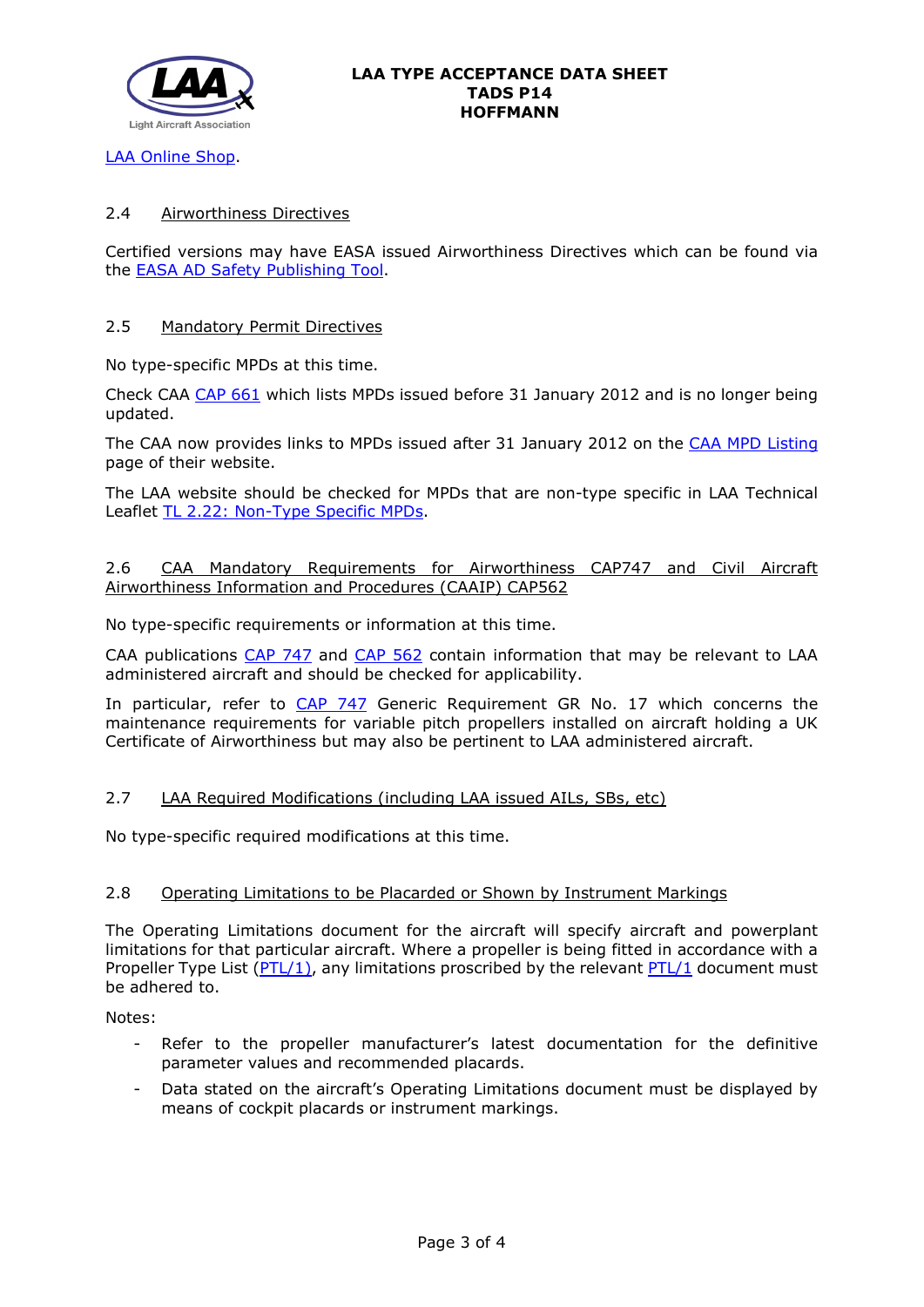LAA Online Shop.

### 2.4 Airworthiness Directives

Certified versions may have EASA issued Airworthiness Directives which can be found via the EASA AD Safety Publishing Tool.

### 2.5 Mandatory Permit Directives

No type-specific MPDs at this time.

Check CAA CAP 661 which lists MPDs issued before 31 January 2012 and is no longer being updated.

The CAA now provides links to MPDs issued after 31 January 2012 on the CAA MPD Listing page of their website.

The LAA website should be checked for MPDs that are non-type specific in LAA Technical Leaflet TL 2.22: Non-Type Specific MPDs.

### 2.6 CAA Mandatory Requirements for Airworthiness CAP747 and Civil Aircraft Airworthiness Information and Procedures (CAAIP) CAP562

No type-specific requirements or information at this time.

CAA publications CAP 747 and CAP 562 contain information that may be relevant to LAA administered aircraft and should be checked for applicability.

In particular, refer to CAP 747 Generic Requirement GR No. 17 which concerns the maintenance requirements for variable pitch propellers installed on aircraft holding a UK Certificate of Airworthiness but may also be pertinent to LAA administered aircraft.

### 2.7 LAA Required Modifications (including LAA issued AILs, SBs, etc)

No type-specific required modifications at this time.

### 2.8 Operating Limitations to be Placarded or Shown by Instrument Markings

The Operating Limitations document for the aircraft will specify aircraft and powerplant limitations for that particular aircraft. Where a propeller is being fitted in accordance with a Propeller Type List (PTL/1), any limitations proscribed by the relevant PTL/1 document must be adhered to.

Notes:

- Refer to the propeller manufacturer's latest documentation for the definitive parameter values and recommended placards.
- Data stated on the aircraft's Operating Limitations document must be displayed by means of cockpit placards or instrument markings.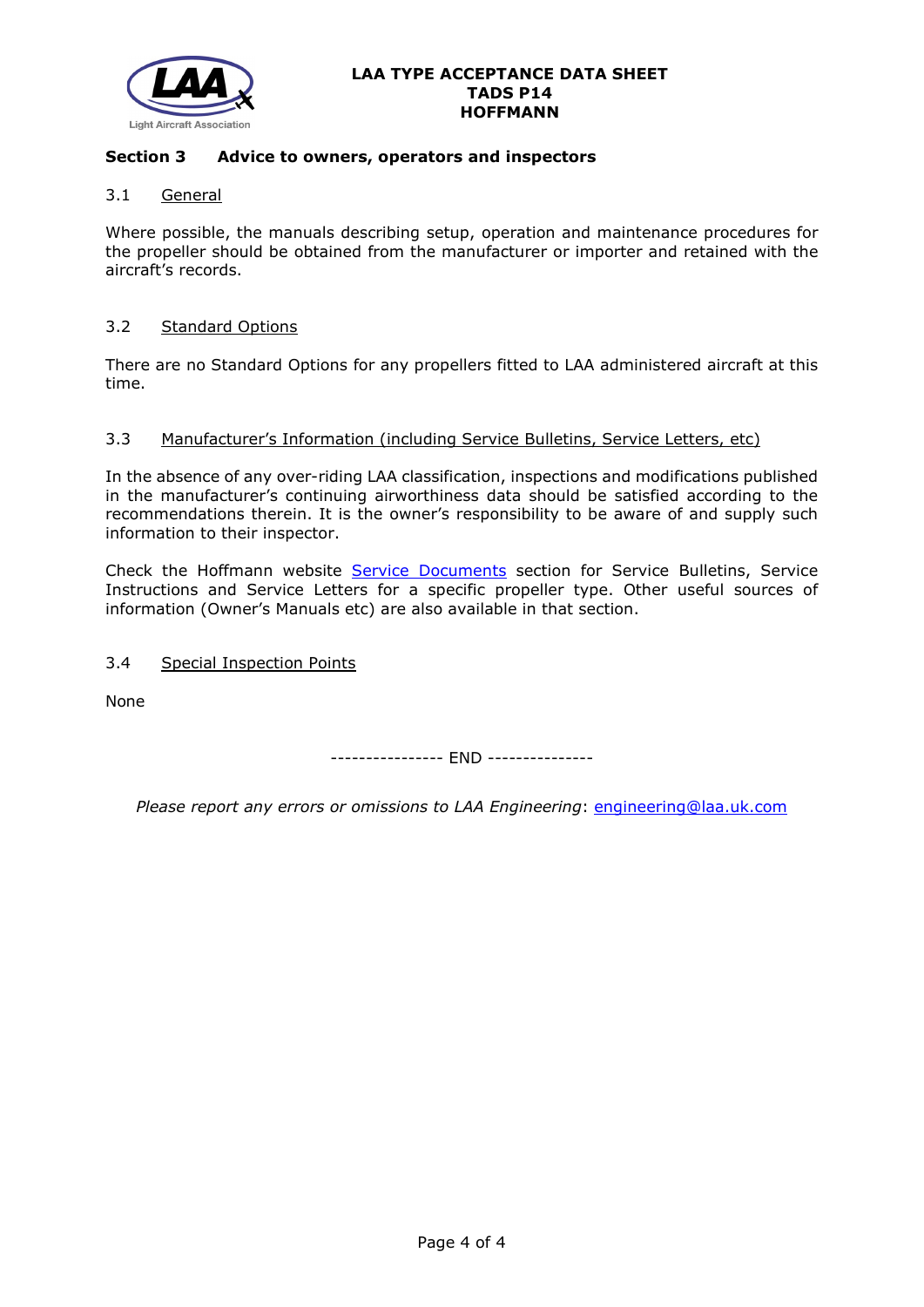## Section 3 Advice to owners, operators and inspectors

### 3.1 General

Where possible, the manuals describing setup, operation and maintenance procedures for the propeller should be obtained from the manufacturer or importer and retained with the aircraft's records.

### 3.2 Standard Options

There are no Standard Options for any propellers fitted to LAA administered aircraft at this time.

### 3.3 Manufacturer's Information (including Service Bulletins, Service Letters, etc)

In the absence of any over-riding LAA classification, inspections and modifications published in the manufacturer's continuing airworthiness data should be satisfied according to the recommendations therein. It is the owner's responsibility to be aware of and supply such information to their inspector.

Check the Hoffmann website Service Documents section for Service Bulletins, Service Instructions and Service Letters for a specific propeller type. Other useful sources of information (Owner's Manuals etc) are also available in that section.

### 3.4 Special Inspection Points

None

---------------- END ---------------

*Please report any errors or omissions to LAA Engineering*: engineering@laa.uk.com